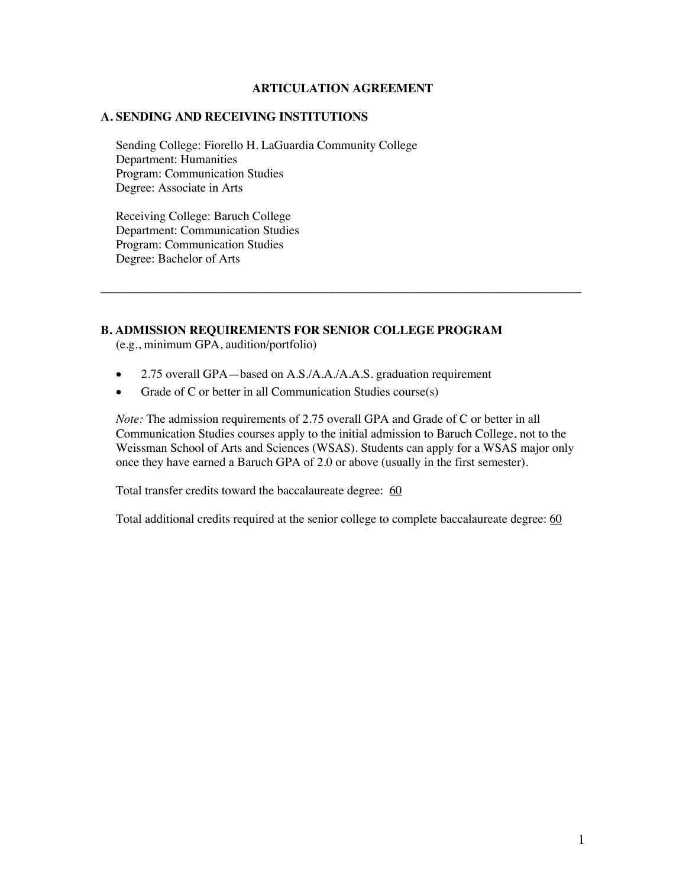# ARTICULATION AGREEMENT

## A. SENDING AND RECEIVING INSTITUTIONS

Sending College: Fiorello H. LaGuardia Community College
Department: Humanities
Program: Communication Studies
Degree: Associate in Arts

Receiving College: Baruch College
Department: Communication Studies
Program: Communication Studies
Degree: Bachelor of Arts

---

## B. ADMISSION REQUIREMENTS FOR SENIOR COLLEGE PROGRAM

(e.g., minimum GPA, audition/portfolio)

- 2.75 overall GPA—based on A.S./A.A./A.A.S. graduation requirement
- Grade of C or better in all Communication Studies course(s)

*Note:* The admission requirements of 2.75 overall GPA and Grade of C or better in all Communication Studies courses apply to the initial admission to Baruch College, not to the Weissman School of Arts and Sciences (WSAS). Students can apply for a WSAS major only once they have earned a Baruch GPA of 2.0 or above (usually in the first semester).

Total transfer credits toward the baccalaureate degree: 60

Total additional credits required at the senior college to complete baccalaureate degree: 60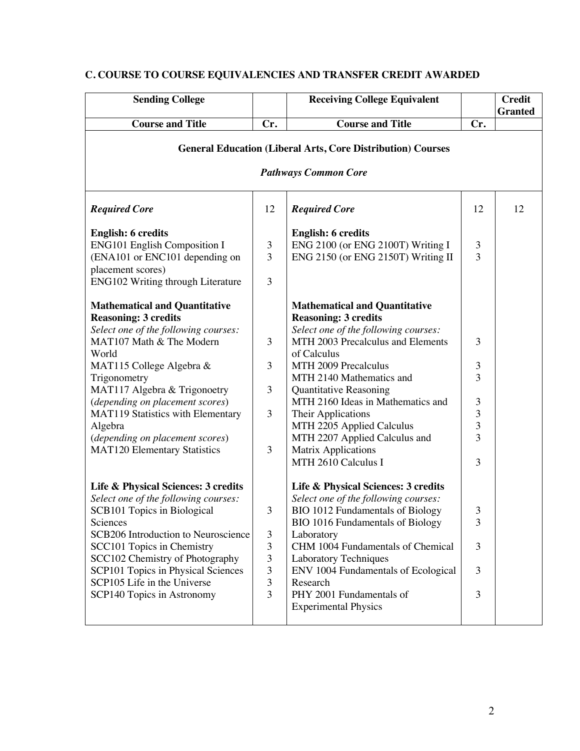## C. COURSE TO COURSE EQUIVALENCIES AND TRANSFER CREDIT AWARDED

| Sending College | | Receiving College Equivalent | | Credit Granted |
|---|---|---|---|---|
| **Course and Title** | **Cr.** | **Course and Title** | **Cr.** | |
| **General Education (Liberal Arts, Core Distribution) Courses** *Pathways Common Core* | | | | |
| ***Required Core*** | 12 | ***Required Core*** | 12 | 12 |
| **English: 6 credits** | | **English: 6 credits** | | |
| ENG101 English Composition I (ENA101 or ENC101 depending on placement scores) | 3 | ENG 2100 (or ENG 2100T) Writing I | 3 | |
| ENG102 Writing through Literature | 3 | ENG 2150 (or ENG 2150T) Writing II | 3 | |
| **Mathematical and Quantitative Reasoning: 3 credits** *Select one of the following courses:* | | **Mathematical and Quantitative Reasoning: 3 credits** *Select one of the following courses:* | | |
| MAT107 Math & The Modern World | 3 | MTH 2003 Precalculus and Elements of Calculus | 3 | |
| MAT115 College Algebra & Trigonometry | 3 | MTH 2009 Precalculus | 3 | |
| MAT117 Algebra & Trigonoetry (*depending on placement scores*) | 3 | MTH 2140 Mathematics and Quantitative Reasoning | 3 | |
| MAT119 Statistics with Elementary Algebra (*depending on placement scores*) | 3 | MTH 2160 Ideas in Mathematics and Their Applications | 3 | |
| MAT120 Elementary Statistics | 3 | MTH 2205 Applied Calculus | 3 | |
| | | MTH 2207 Applied Calculus and Matrix Applications | 3 | |
| | | MTH 2610 Calculus I | 3 | |
| **Life & Physical Sciences: 3 credits** *Select one of the following courses:* | | **Life & Physical Sciences: 3 credits** *Select one of the following courses:* | | |
| SCB101 Topics in Biological Sciences | 3 | BIO 1012 Fundamentals of Biology | 3 | |
| SCB206 Introduction to Neuroscience | 3 | BIO 1016 Fundamentals of Biology Laboratory | 3 | |
| SCC101 Topics in Chemistry | 3 | CHM 1004 Fundamentals of Chemical Laboratory Techniques | 3 | |
| SCC102 Chemistry of Photography | 3 | ENV 1004 Fundamentals of Ecological Research | 3 | |
| SCP101 Topics in Physical Sciences | 3 | PHY 2001 Fundamentals of Experimental Physics | 3 | |
| SCP105 Life in the Universe | 3 | | | |
| SCP140 Topics in Astronomy | 3 | | | |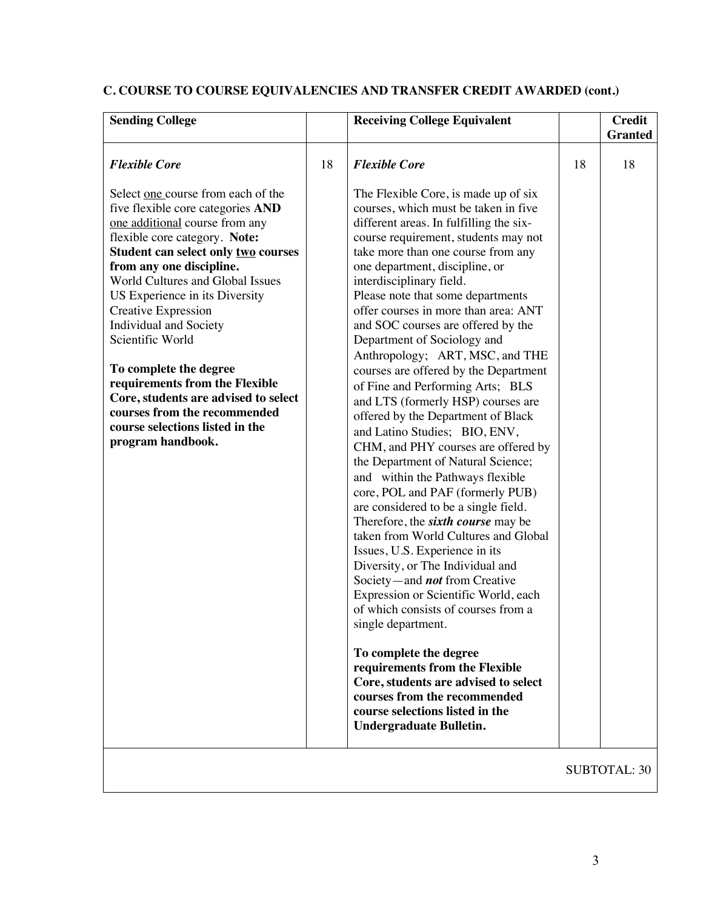## C. COURSE TO COURSE EQUIVALENCIES AND TRANSFER CREDIT AWARDED (cont.)

| Sending College | | Receiving College Equivalent | | Credit Granted |
|---|---|---|---|---|
| ***Flexible Core***<br><br>Select one course from each of the five flexible core categories **AND** one additional course from any flexible core category. **Note: Student can select only two courses from any one discipline.**<br>World Cultures and Global Issues<br>US Experience in its Diversity<br>Creative Expression<br>Individual and Society<br>Scientific World<br><br>**To complete the degree requirements from the Flexible Core, students are advised to select courses from the recommended course selections listed in the program handbook.** | 18 | ***Flexible Core***<br><br>The Flexible Core, is made up of six courses, which must be taken in five different areas. In fulfilling the six-course requirement, students may not take more than one course from any one department, discipline, or interdisciplinary field.<br>Please note that some departments offer courses in more than area: ANT and SOC courses are offered by the Department of Sociology and Anthropology; ART, MSC, and THE courses are offered by the Department of Fine and Performing Arts; BLS and LTS (formerly HSP) courses are offered by the Department of Black and Latino Studies; BIO, ENV, CHM, and PHY courses are offered by the Department of Natural Science; and within the Pathways flexible core, POL and PAF (formerly PUB) are considered to be a single field. Therefore, the ***sixth course*** may be taken from World Cultures and Global Issues, U.S. Experience in its Diversity, or The Individual and Society—and ***not*** from Creative Expression or Scientific World, each of which consists of courses from a single department.<br><br>**To complete the degree requirements from the Flexible Core, students are advised to select courses from the recommended course selections listed in the Undergraduate Bulletin.** | 18 | 18 |
| | | | | SUBTOTAL: 30 |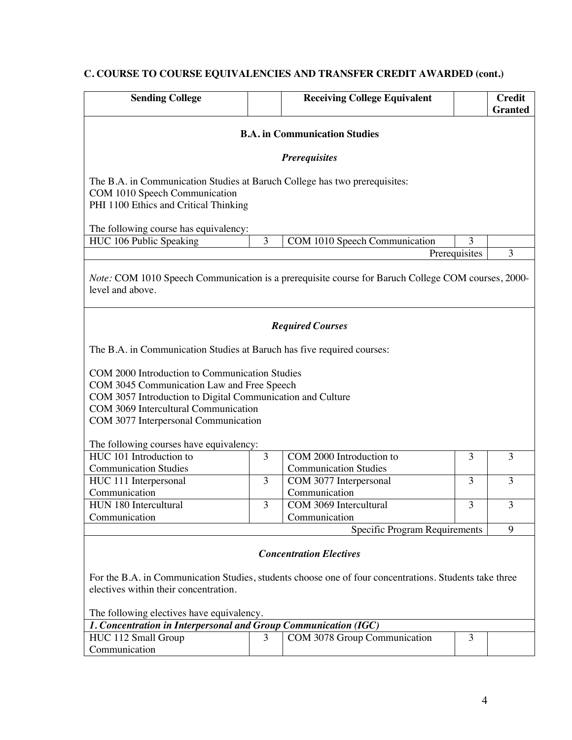## C. COURSE TO COURSE EQUIVALENCIES AND TRANSFER CREDIT AWARDED (cont.)

| Sending College | | Receiving College Equivalent | | Credit Granted |
|---|---|---|---|---|

### B.A. in Communication Studies

#### *Prerequisites*

The B.A. in Communication Studies at Baruch College has two prerequisites:
COM 1010 Speech Communication
PHI 1100 Ethics and Critical Thinking

The following course has equivalency:

| Sending College | | Receiving College Equivalent | | Credit Granted |
|---|---|---|---|---|
| HUC 106 Public Speaking | 3 | COM 1010 Speech Communication | 3 | |
| | | | Prerequisites | 3 |

*Note:* COM 1010 Speech Communication is a prerequisite course for Baruch College COM courses, 2000-level and above.

#### *Required Courses*

The B.A. in Communication Studies at Baruch has five required courses:

COM 2000 Introduction to Communication Studies
COM 3045 Communication Law and Free Speech
COM 3057 Introduction to Digital Communication and Culture
COM 3069 Intercultural Communication
COM 3077 Interpersonal Communication

The following courses have equivalency:

| Sending College | | Receiving College Equivalent | | Credit Granted |
|---|---|---|---|---|
| HUC 101 Introduction to Communication Studies | 3 | COM 2000 Introduction to Communication Studies | 3 | 3 |
| HUC 111 Interpersonal Communication | 3 | COM 3077 Interpersonal Communication | 3 | 3 |
| HUN 180 Intercultural Communication | 3 | COM 3069 Intercultural Communication | 3 | 3 |
| | | Specific Program Requirements | | 9 |

#### *Concentration Electives*

For the B.A. in Communication Studies, students choose one of four concentrations. Students take three electives within their concentration.

The following electives have equivalency.

| Sending College | | Receiving College Equivalent | | Credit Granted |
|---|---|---|---|---|
| ***1. Concentration in Interpersonal and Group Communication (IGC)*** | | | | |
| HUC 112 Small Group Communication | 3 | COM 3078 Group Communication | 3 | |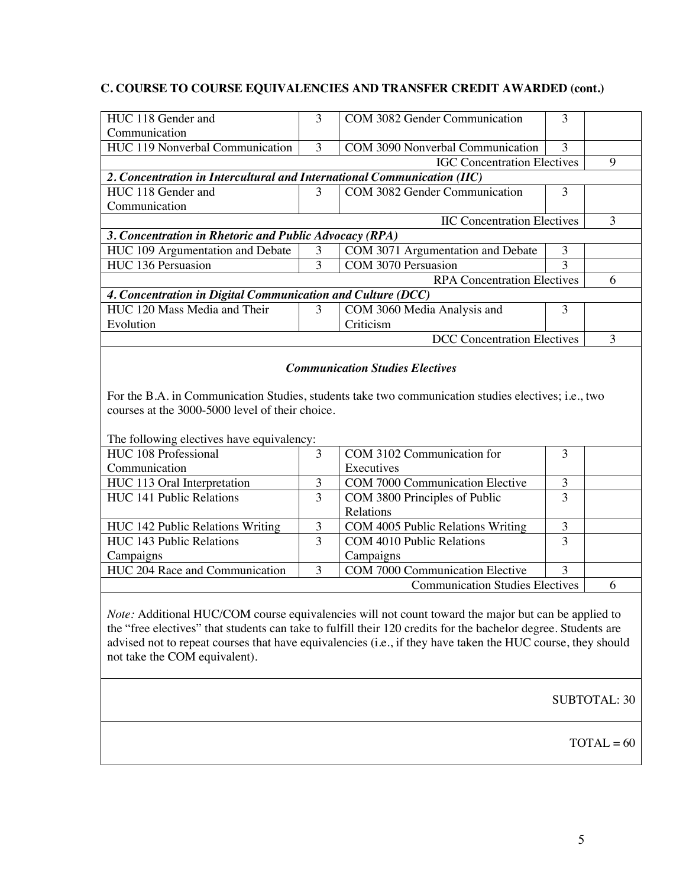**C. COURSE TO COURSE EQUIVALENCIES AND TRANSFER CREDIT AWARDED (cont.)**

| | | | | |
|---|---|---|---|---|
| HUC 118 Gender and Communication | 3 | COM 3082 Gender Communication | 3 | |
| HUC 119 Nonverbal Communication | 3 | COM 3090 Nonverbal Communication | 3 | |
| | | | IGC Concentration Electives | 9 |
| ***2. Concentration in Intercultural and International Communication (IIC)*** | | | | |
| HUC 118 Gender and Communication | 3 | COM 3082 Gender Communication | 3 | |
| | | | IIC Concentration Electives | 3 |
| ***3. Concentration in Rhetoric and Public Advocacy (RPA)*** | | | | |
| HUC 109 Argumentation and Debate | 3 | COM 3071 Argumentation and Debate | 3 | |
| HUC 136 Persuasion | 3 | COM 3070 Persuasion | 3 | |
| | | | RPA Concentration Electives | 6 |
| ***4. Concentration in Digital Communication and Culture (DCC)*** | | | | |
| HUC 120 Mass Media and Their Evolution | 3 | COM 3060 Media Analysis and Criticism | 3 | |
| | | | DCC Concentration Electives | 3 |

***Communication Studies Electives***

For the B.A. in Communication Studies, students take two communication studies electives; i.e., two courses at the 3000-5000 level of their choice.

The following electives have equivalency:

| | | | | |
|---|---|---|---|---|
| HUC 108 Professional Communication | 3 | COM 3102 Communication for Executives | 3 | |
| HUC 113 Oral Interpretation | 3 | COM 7000 Communication Elective | 3 | |
| HUC 141 Public Relations | 3 | COM 3800 Principles of Public Relations | 3 | |
| HUC 142 Public Relations Writing | 3 | COM 4005 Public Relations Writing | 3 | |
| HUC 143 Public Relations Campaigns | 3 | COM 4010 Public Relations Campaigns | 3 | |
| HUC 204 Race and Communication | 3 | COM 7000 Communication Elective | 3 | |
| | | | Communication Studies Electives | 6 |

*Note:* Additional HUC/COM course equivalencies will not count toward the major but can be applied to the "free electives" that students can take to fulfill their 120 credits for the bachelor degree. Students are advised not to repeat courses that have equivalencies (i.e., if they have taken the HUC course, they should not take the COM equivalent).

SUBTOTAL: 30

TOTAL = 60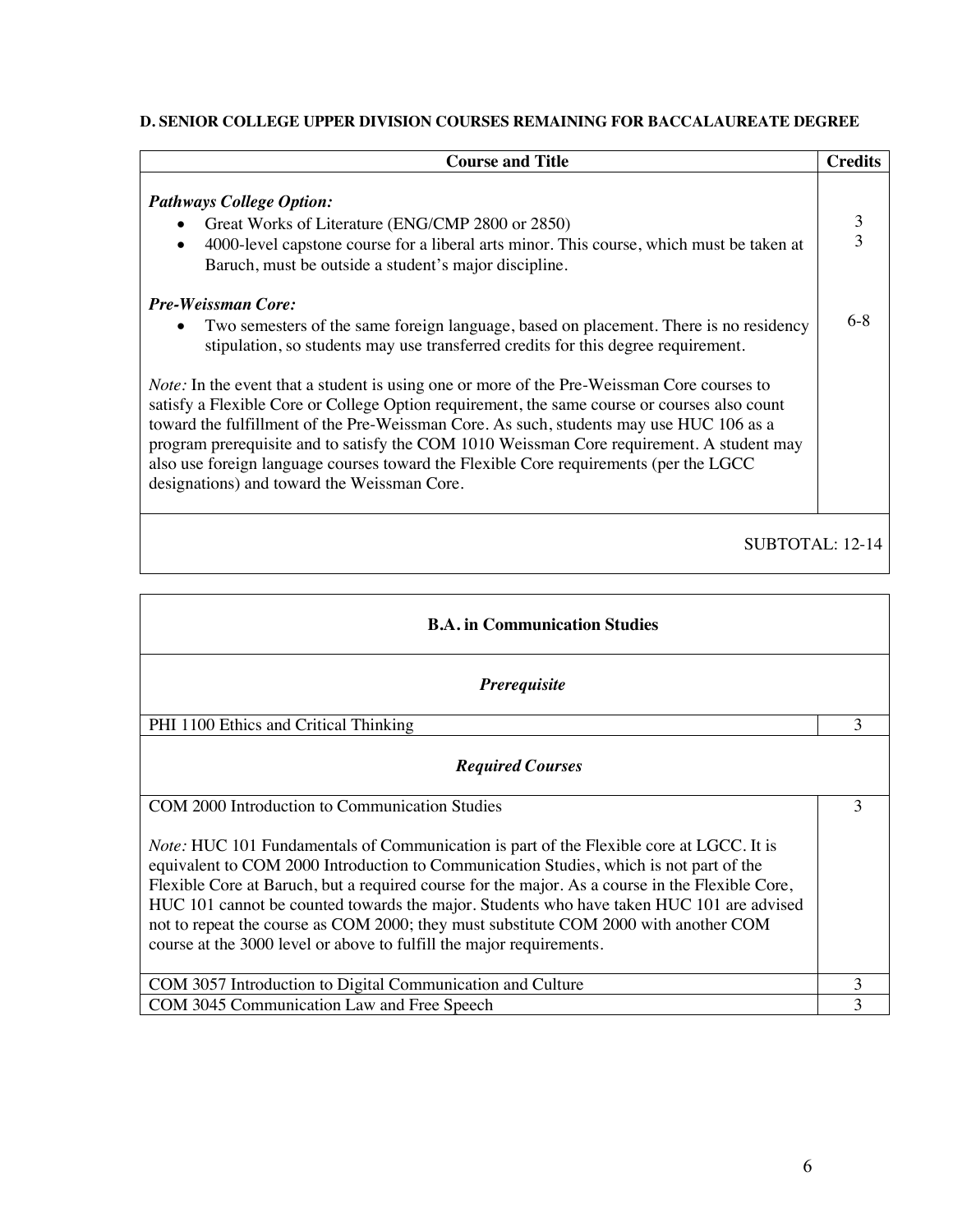**D. SENIOR COLLEGE UPPER DIVISION COURSES REMAINING FOR BACCALAUREATE DEGREE**

| Course and Title | Credits |
|---|---|
| ***Pathways College Option:*** | |
| • Great Works of Literature (ENG/CMP 2800 or 2850) | 3 |
| • 4000-level capstone course for a liberal arts minor. This course, which must be taken at Baruch, must be outside a student's major discipline. | 3 |
| ***Pre-Weissman Core:*** | |
| • Two semesters of the same foreign language, based on placement. There is no residency stipulation, so students may use transferred credits for this degree requirement. | 6-8 |
| *Note:* In the event that a student is using one or more of the Pre-Weissman Core courses to satisfy a Flexible Core or College Option requirement, the same course or courses also count toward the fulfillment of the Pre-Weissman Core. As such, students may use HUC 106 as a program prerequisite and to satisfy the COM 1010 Weissman Core requirement. A student may also use foreign language courses toward the Flexible Core requirements (per the LGCC designations) and toward the Weissman Core. | |
| SUBTOTAL: 12-14 | |

| **B.A. in Communication Studies** | |
|---|---|
| ***Prerequisite*** | |
| PHI 1100 Ethics and Critical Thinking | 3 |
| ***Required Courses*** | |
| COM 2000 Introduction to Communication Studies<br><br>*Note:* HUC 101 Fundamentals of Communication is part of the Flexible core at LGCC. It is equivalent to COM 2000 Introduction to Communication Studies, which is not part of the Flexible Core at Baruch, but a required course for the major. As a course in the Flexible Core, HUC 101 cannot be counted towards the major. Students who have taken HUC 101 are advised not to repeat the course as COM 2000; they must substitute COM 2000 with another COM course at the 3000 level or above to fulfill the major requirements. | 3 |
| COM 3057 Introduction to Digital Communication and Culture | 3 |
| COM 3045 Communication Law and Free Speech | 3 |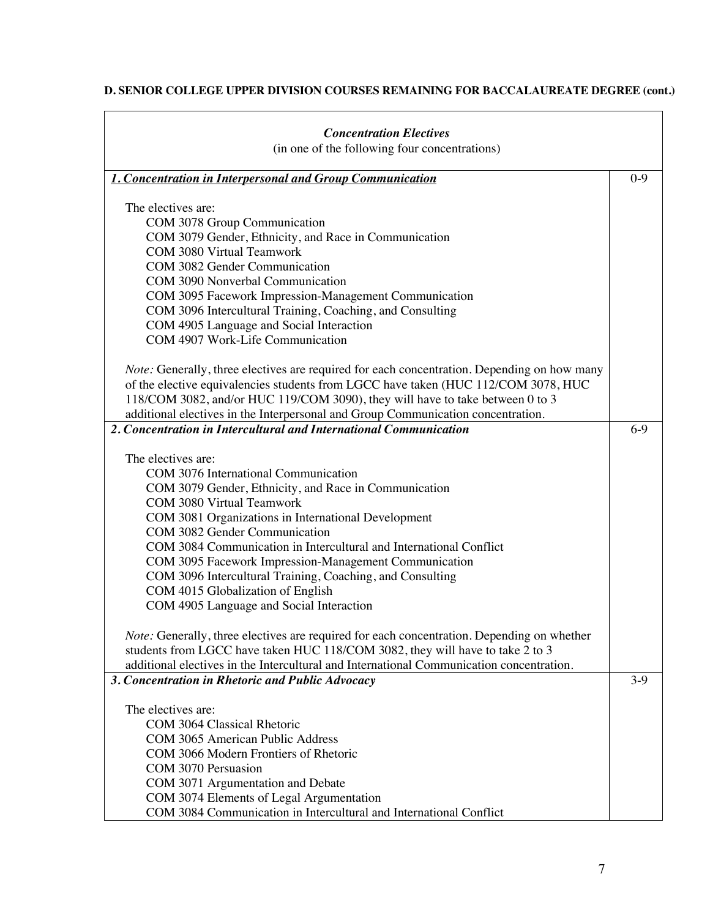**D. SENIOR COLLEGE UPPER DIVISION COURSES REMAINING FOR BACCALAUREATE DEGREE (cont.)**

| ***Concentration Electives***<br>(in one of the following four concentrations) | |
|---|---|
| ***1. Concentration in Interpersonal and Group Communication***<br><br>The electives are:<br>COM 3078 Group Communication<br>COM 3079 Gender, Ethnicity, and Race in Communication<br>COM 3080 Virtual Teamwork<br>COM 3082 Gender Communication<br>COM 3090 Nonverbal Communication<br>COM 3095 Facework Impression-Management Communication<br>COM 3096 Intercultural Training, Coaching, and Consulting<br>COM 4905 Language and Social Interaction<br>COM 4907 Work-Life Communication<br><br>*Note:* Generally, three electives are required for each concentration. Depending on how many of the elective equivalencies students from LGCC have taken (HUC 112/COM 3078, HUC 118/COM 3082, and/or HUC 119/COM 3090), they will have to take between 0 to 3 additional electives in the Interpersonal and Group Communication concentration. | 0-9 |
| ***2. Concentration in Intercultural and International Communication***<br><br>The electives are:<br>COM 3076 International Communication<br>COM 3079 Gender, Ethnicity, and Race in Communication<br>COM 3080 Virtual Teamwork<br>COM 3081 Organizations in International Development<br>COM 3082 Gender Communication<br>COM 3084 Communication in Intercultural and International Conflict<br>COM 3095 Facework Impression-Management Communication<br>COM 3096 Intercultural Training, Coaching, and Consulting<br>COM 4015 Globalization of English<br>COM 4905 Language and Social Interaction<br><br>*Note:* Generally, three electives are required for each concentration. Depending on whether students from LGCC have taken HUC 118/COM 3082, they will have to take 2 to 3 additional electives in the Intercultural and International Communication concentration. | 6-9 |
| ***3. Concentration in Rhetoric and Public Advocacy***<br><br>The electives are:<br>COM 3064 Classical Rhetoric<br>COM 3065 American Public Address<br>COM 3066 Modern Frontiers of Rhetoric<br>COM 3070 Persuasion<br>COM 3071 Argumentation and Debate<br>COM 3074 Elements of Legal Argumentation<br>COM 3084 Communication in Intercultural and International Conflict | 3-9 |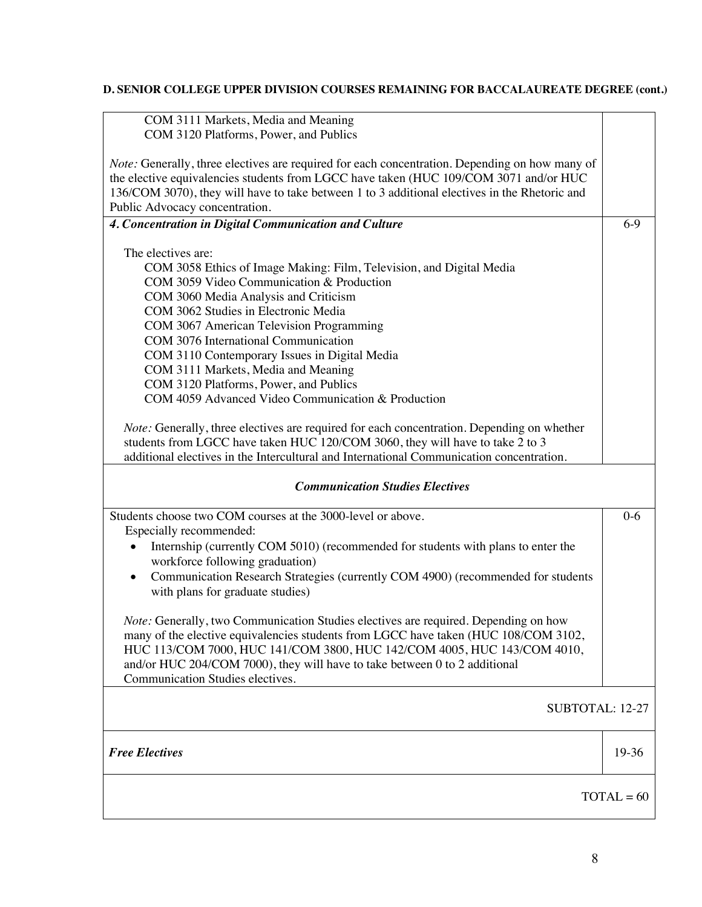**D. SENIOR COLLEGE UPPER DIVISION COURSES REMAINING FOR BACCALAUREATE DEGREE (cont.)**

| | |
|---|---|
| COM 3111 Markets, Media and Meaning<br>COM 3120 Platforms, Power, and Publics<br><br>*Note:* Generally, three electives are required for each concentration. Depending on how many of the elective equivalencies students from LGCC have taken (HUC 109/COM 3071 and/or HUC 136/COM 3070), they will have to take between 1 to 3 additional electives in the Rhetoric and Public Advocacy concentration. | |
| ***4. Concentration in Digital Communication and Culture***<br><br>The electives are:<br>COM 3058 Ethics of Image Making: Film, Television, and Digital Media<br>COM 3059 Video Communication & Production<br>COM 3060 Media Analysis and Criticism<br>COM 3062 Studies in Electronic Media<br>COM 3067 American Television Programming<br>COM 3076 International Communication<br>COM 3110 Contemporary Issues in Digital Media<br>COM 3111 Markets, Media and Meaning<br>COM 3120 Platforms, Power, and Publics<br>COM 4059 Advanced Video Communication & Production<br><br>*Note:* Generally, three electives are required for each concentration. Depending on whether students from LGCC have taken HUC 120/COM 3060, they will have to take 2 to 3 additional electives in the Intercultural and International Communication concentration. | 6-9 |
| ***Communication Studies Electives*** | |
| Students choose two COM courses at the 3000-level or above.<br>Especially recommended:<br>• Internship (currently COM 5010) (recommended for students with plans to enter the workforce following graduation)<br>• Communication Research Strategies (currently COM 4900) (recommended for students with plans for graduate studies)<br><br>*Note:* Generally, two Communication Studies electives are required. Depending on how many of the elective equivalencies students from LGCC have taken (HUC 108/COM 3102, HUC 113/COM 7000, HUC 141/COM 3800, HUC 142/COM 4005, HUC 143/COM 4010, and/or HUC 204/COM 7000), they will have to take between 0 to 2 additional Communication Studies electives. | 0-6 |
| | SUBTOTAL: 12-27 |
| ***Free Electives*** | 19-36 |
| | TOTAL = 60 |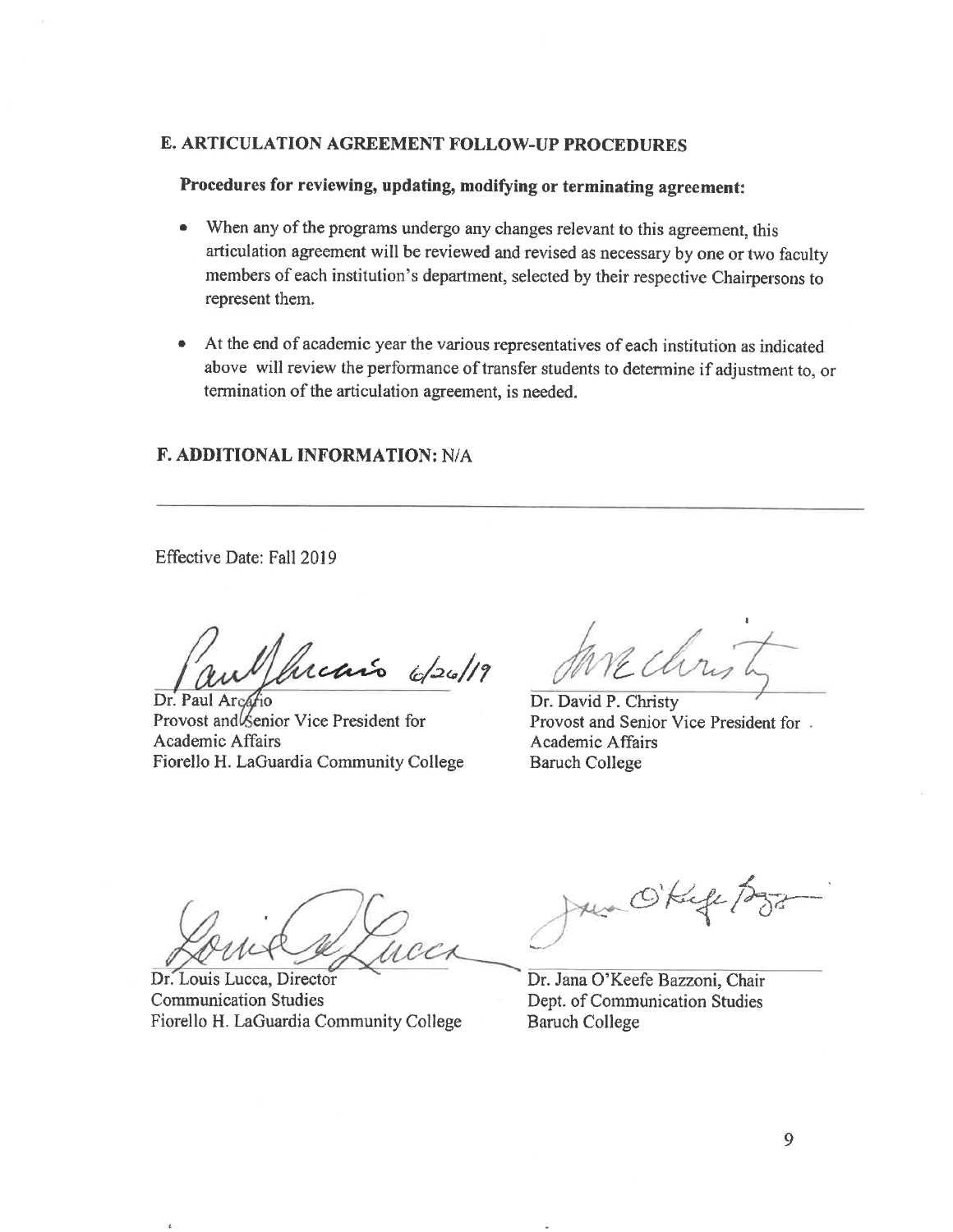## E. ARTICULATION AGREEMENT FOLLOW-UP PROCEDURES

**Procedures for reviewing, updating, modifying or terminating agreement:**

- When any of the programs undergo any changes relevant to this agreement, this articulation agreement will be reviewed and revised as necessary by one or two faculty members of each institution's department, selected by their respective Chairpersons to represent them.
- At the end of academic year the various representatives of each institution as indicated above will review the performance of transfer students to determine if adjustment to, or termination of the articulation agreement, is needed.

## F. ADDITIONAL INFORMATION: N/A

---

Effective Date: Fall 2019

6/26/19

Dr. Paul Arcario
Provost and Senior Vice President for Academic Affairs
Fiorello H. LaGuardia Community College

Dr. David P. Christy
Provost and Senior Vice President for Academic Affairs
Baruch College

Dr. Louis Lucca, Director
Communication Studies
Fiorello H. LaGuardia Community College

Dr. Jana O'Keefe Bazzoni, Chair
Dept. of Communication Studies
Baruch College